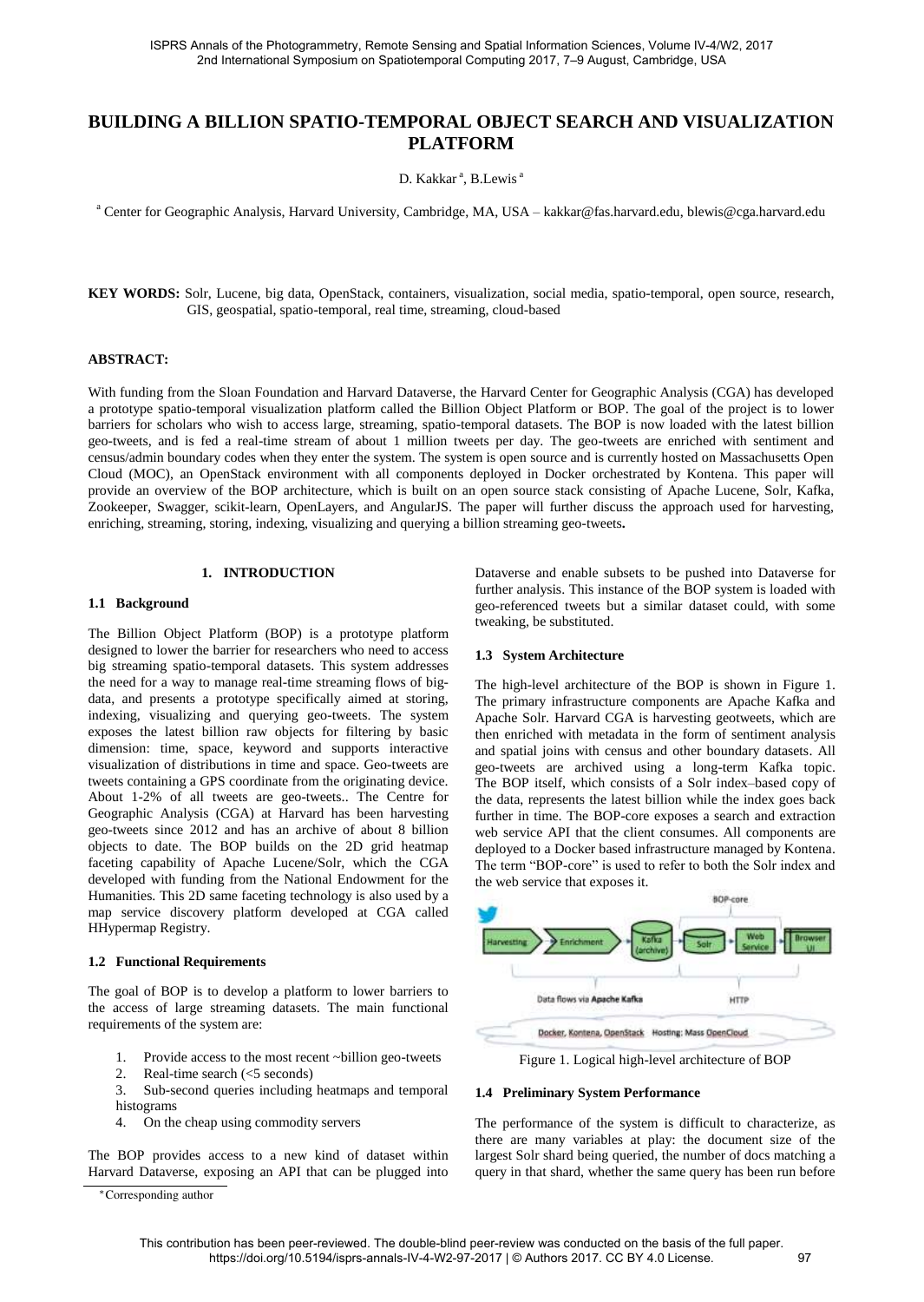# BUILDING A BILLION SPATIO-TEMPORAL OBJECT SEARCH AND VISUALIZATION PLATFORM

D. Kakkar [a], B.Lewis [a]

[a] Center for Geographic Analysis, Harvard University, Cambridge, MA, USA – kakkar@fas.harvard.edu, blewis@cga.harvard.edu

**KEY WORDS:** Solr, Lucene, big data, OpenStack, containers, visualization, social media, spatio-temporal, open source, research, GIS, geospatial, spatio-temporal, real time, streaming, cloud-based

**ABSTRACT:**

With funding from the Sloan Foundation and Harvard Dataverse, the Harvard Center for Geographic Analysis (CGA) has developed a prototype spatio-temporal visualization platform called the Billion Object Platform or BOP. The goal of the project is to lower barriers for scholars who wish to access large, streaming, spatio-temporal datasets. The BOP is now loaded with the latest billion geo-tweets, and is fed a real-time stream of about 1 million tweets per day. The geo-tweets are enriched with sentiment and census/admin boundary codes when they enter the system. The system is open source and is currently hosted on Massachusetts Open Cloud (MOC), an OpenStack environment with all components deployed in Docker orchestrated by Kontena. This paper will provide an overview of the BOP architecture, which is built on an open source stack consisting of Apache Lucene, Solr, Kafka, Zookeeper, Swagger, scikit-learn, OpenLayers, and AngularJS. The paper will further discuss the approach used for harvesting, enriching, streaming, storing, indexing, visualizing and querying a billion streaming geo-tweets**.**

## 1. INTRODUCTION

### 1.1 Background

The Billion Object Platform (BOP) is a prototype platform designed to lower the barrier for researchers who need to access big streaming spatio-temporal datasets. This system addresses the need for a way to manage real-time streaming flows of big-data, and presents a prototype specifically aimed at storing, indexing, visualizing and querying geo-tweets. The system exposes the latest billion raw objects for filtering by basic dimension: time, space, keyword and supports interactive visualization of distributions in time and space. Geo-tweets are tweets containing a GPS coordinate from the originating device. About 1-2% of all tweets are geo-tweets.. The Centre for Geographic Analysis (CGA) at Harvard has been harvesting geo-tweets since 2012 and has an archive of about 8 billion objects to date. The BOP builds on the 2D grid heatmap faceting capability of Apache Lucene/Solr, which the CGA developed with funding from the National Endowment for the Humanities. This 2D same faceting technology is also used by a map service discovery platform developed at CGA called HHypermap Registry.

### 1.2 Functional Requirements

The goal of BOP is to develop a platform to lower barriers to the access of large streaming datasets. The main functional requirements of the system are:

1. Provide access to the most recent ~billion geo-tweets
2. Real-time search (<5 seconds)
3. Sub-second queries including heatmaps and temporal histograms
4. On the cheap using commodity servers

The BOP provides access to a new kind of dataset within Harvard Dataverse, exposing an API that can be plugged into Dataverse and enable subsets to be pushed into Dataverse for further analysis. This instance of the BOP system is loaded with geo-referenced tweets but a similar dataset could, with some tweaking, be substituted.

### 1.3 System Architecture

The high-level architecture of the BOP is shown in Figure 1. The primary infrastructure components are Apache Kafka and Apache Solr. Harvard CGA is harvesting geotweets, which are then enriched with metadata in the form of sentiment analysis and spatial joins with census and other boundary datasets. All geo-tweets are archived using a long-term Kafka topic. The BOP itself, which consists of a Solr index–based copy of the data, represents the latest billion while the index goes back further in time. The BOP-core exposes a search and extraction web service API that the client consumes. All components are deployed to a Docker based infrastructure managed by Kontena. The term "BOP-core" is used to refer to both the Solr index and the web service that exposes it.

Figure 1. Logical high-level architecture of BOP

### 1.4 Preliminary System Performance

The performance of the system is difficult to characterize, as there are many variables at play: the document size of the largest Solr shard being queried, the number of docs matching a query in that shard, whether the same query has been run before

*Corresponding author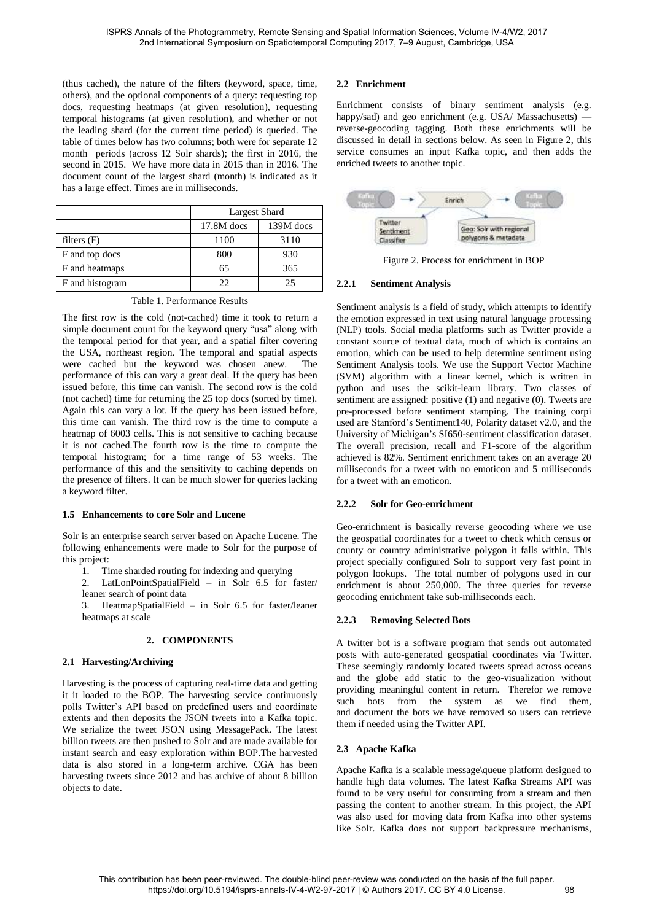(thus cached), the nature of the filters (keyword, space, time, others), and the optional components of a query: requesting top docs, requesting heatmaps (at given resolution), requesting temporal histograms (at given resolution), and whether or not the leading shard (for the current time period) is queried. The table of times below has two columns; both were for separate 12 month periods (across 12 Solr shards); the first in 2016, the second in 2015. We have more data in 2015 than in 2016. The document count of the largest shard (month) is indicated as it has a large effect. Times are in milliseconds.

| | Largest Shard | |
|---|---|---|
| | 17.8M docs | 139M docs |
| filters (F) | 1100 | 3110 |
| F and top docs | 800 | 930 |
| F and heatmaps | 65 | 365 |
| F and histogram | 22 | 25 |

Table 1. Performance Results

The first row is the cold (not-cached) time it took to return a simple document count for the keyword query "usa" along with the temporal period for that year, and a spatial filter covering the USA, northeast region. The temporal and spatial aspects were cached but the keyword was chosen anew. The performance of this can vary a great deal. If the query has been issued before, this time can vanish. The second row is the cold (not cached) time for returning the 25 top docs (sorted by time). Again this can vary a lot. If the query has been issued before, this time can vanish. The third row is the time to compute a heatmap of 6003 cells. This is not sensitive to caching because it is not cached.The fourth row is the time to compute the temporal histogram; for a time range of 53 weeks. The performance of this and the sensitivity to caching depends on the presence of filters. It can be much slower for queries lacking a keyword filter.

### 1.5 Enhancements to core Solr and Lucene

Solr is an enterprise search server based on Apache Lucene. The following enhancements were made to Solr for the purpose of this project:

1. Time sharded routing for indexing and querying
2. LatLonPointSpatialField – in Solr 6.5 for faster/ leaner search of point data
3. HeatmapSpatialField – in Solr 6.5 for faster/leaner heatmaps at scale

## 2. COMPONENTS

### 2.1 Harvesting/Archiving

Harvesting is the process of capturing real-time data and getting it it loaded to the BOP. The harvesting service continuously polls Twitter's API based on predefined users and coordinate extents and then deposits the JSON tweets into a Kafka topic. We serialize the tweet JSON using MessagePack. The latest billion tweets are then pushed to Solr and are made available for instant search and easy exploration within BOP.The harvested data is also stored in a long-term archive. CGA has been harvesting tweets since 2012 and has archive of about 8 billion objects to date.

### 2.2 Enrichment

Enrichment consists of binary sentiment analysis (e.g. happy/sad) and geo enrichment (e.g. USA/ Massachusetts) — reverse-geocoding tagging. Both these enrichments will be discussed in detail in sections below. As seen in Figure 2, this service consumes an input Kafka topic, and then adds the enriched tweets to another topic.

Figure 2. Process for enrichment in BOP

#### 2.2.1 Sentiment Analysis

Sentiment analysis is a field of study, which attempts to identify the emotion expressed in text using natural language processing (NLP) tools. Social media platforms such as Twitter provide a constant source of textual data, much of which is contains an emotion, which can be used to help determine sentiment using Sentiment Analysis tools. We use the Support Vector Machine (SVM) algorithm with a linear kernel, which is written in python and uses the scikit-learn library. Two classes of sentiment are assigned: positive (1) and negative (0). Tweets are pre-processed before sentiment stamping. The training corpi used are Stanford's Sentiment140, Polarity dataset v2.0, and the University of Michigan's SI650-sentiment classification dataset. The overall precision, recall and F1-score of the algorithm achieved is 82%. Sentiment enrichment takes on an average 20 milliseconds for a tweet with no emoticon and 5 milliseconds for a tweet with an emoticon.

#### 2.2.2 Solr for Geo-enrichment

Geo-enrichment is basically reverse geocoding where we use the geospatial coordinates for a tweet to check which census or county or country administrative polygon it falls within. This project specially configured Solr to support very fast point in polygon lookups. The total number of polygons used in our enrichment is about 250,000. The three queries for reverse geocoding enrichment take sub-milliseconds each.

#### 2.2.3 Removing Selected Bots

A twitter bot is a software program that sends out automated posts with auto-generated geospatial coordinates via Twitter. These seemingly randomly located tweets spread across oceans and the globe add static to the geo-visualization without providing meaningful content in return. Therefor we remove such bots from the system as we find them, and document the bots we have removed so users can retrieve them if needed using the Twitter API.

### 2.3 Apache Kafka

Apache Kafka is a scalable message\queue platform designed to handle high data volumes. The latest Kafka Streams API was found to be very useful for consuming from a stream and then passing the content to another stream. In this project, the API was also used for moving data from Kafka into other systems like Solr. Kafka does not support backpressure mechanisms,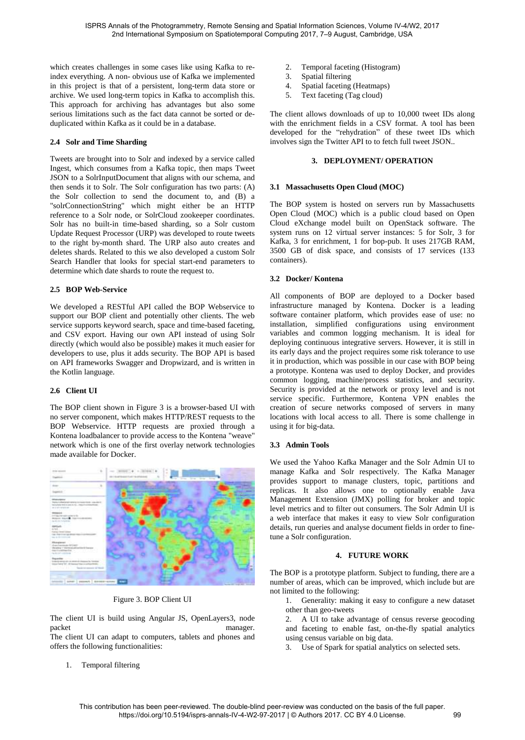which creates challenges in some cases like using Kafka to re-index everything. A non- obvious use of Kafka we implemented in this project is that of a persistent, long-term data store or archive. We used long-term topics in Kafka to accomplish this. This approach for archiving has advantages but also some serious limitations such as the fact data cannot be sorted or de-duplicated within Kafka as it could be in a database.

### 2.4 Solr and Time Sharding

Tweets are brought into to Solr and indexed by a service called Ingest, which consumes from a Kafka topic, then maps Tweet JSON to a SolrInputDocument that aligns with our schema, and then sends it to Solr. The Solr configuration has two parts: (A) the Solr collection to send the document to, and (B) a "solrConnectionString" which might either be an HTTP reference to a Solr node, or SolrCloud zookeeper coordinates. Solr has no built-in time-based sharding, so a Solr custom Update Request Processor (URP) was developed to route tweets to the right by-month shard. The URP also auto creates and deletes shards. Related to this we also developed a custom Solr Search Handler that looks for special start-end parameters to determine which date shards to route the request to.

### 2.5 BOP Web-Service

We developed a RESTful API called the BOP Webservice to support our BOP client and potentially other clients. The web service supports keyword search, space and time-based faceting, and CSV export. Having our own API instead of using Solr directly (which would also be possible) makes it much easier for developers to use, plus it adds security. The BOP API is based on API frameworks Swagger and Dropwizard, and is written in the Kotlin language.

### 2.6 Client UI

The BOP client shown in Figure 3 is a browser-based UI with no server component, which makes HTTP/REST requests to the BOP Webservice. HTTP requests are proxied through a Kontena loadbalancer to provide access to the Kontena "weave" network which is one of the first overlay network technologies made available for Docker.

Figure 3. BOP Client UI

The client UI is build using Angular JS, OpenLayers3, node packet manager.
The client UI can adapt to computers, tablets and phones and offers the following functionalities:

1. Temporal filtering
2. Temporal faceting (Histogram)
3. Spatial filtering
4. Spatial faceting (Heatmaps)
5. Text faceting (Tag cloud)

The client allows downloads of up to 10,000 tweet IDs along with the enrichment fields in a CSV format. A tool has been developed for the "rehydration" of these tweet IDs which involves sign the Twitter API to to fetch full tweet JSON..

## 3. DEPLOYMENT/ OPERATION

### 3.1 Massachusetts Open Cloud (MOC)

The BOP system is hosted on servers run by Massachusetts Open Cloud (MOC) which is a public cloud based on Open Cloud eXchange model built on OpenStack software. The system runs on 12 virtual server instances: 5 for Solr, 3 for Kafka, 3 for enrichment, 1 for bop-pub. It uses 217GB RAM, 3500 GB of disk space, and consists of 17 services (133 containers).

### 3.2 Docker/ Kontena

All components of BOP are deployed to a Docker based infrastructure managed by Kontena. Docker is a leading software container platform, which provides ease of use: no installation, simplified configurations using environment variables and common logging mechanism. It is ideal for deploying continuous integrative servers. However, it is still in its early days and the project requires some risk tolerance to use it in production, which was possible in our case with BOP being a prototype. Kontena was used to deploy Docker, and provides common logging, machine/process statistics, and security. Security is provided at the network or proxy level and is not service specific. Furthermore, Kontena VPN enables the creation of secure networks composed of servers in many locations with local access to all. There is some challenge in using it for big-data.

### 3.3 Admin Tools

We used the Yahoo Kafka Manager and the Solr Admin UI to manage Kafka and Solr respectively. The Kafka Manager provides support to manage clusters, topic, partitions and replicas. It also allows one to optionally enable Java Management Extension (JMX) polling for broker and topic level metrics and to filter out consumers. The Solr Admin UI is a web interface that makes it easy to view Solr configuration details, run queries and analyse document fields in order to fine-tune a Solr configuration.

## 4. FUTURE WORK

The BOP is a prototype platform. Subject to funding, there are a number of areas, which can be improved, which include but are not limited to the following:

1. Generality: making it easy to configure a new dataset other than geo-tweets
2. A UI to take advantage of census reverse geocoding and faceting to enable fast, on-the-fly spatial analytics using census variable on big data.
3. Use of Spark for spatial analytics on selected sets.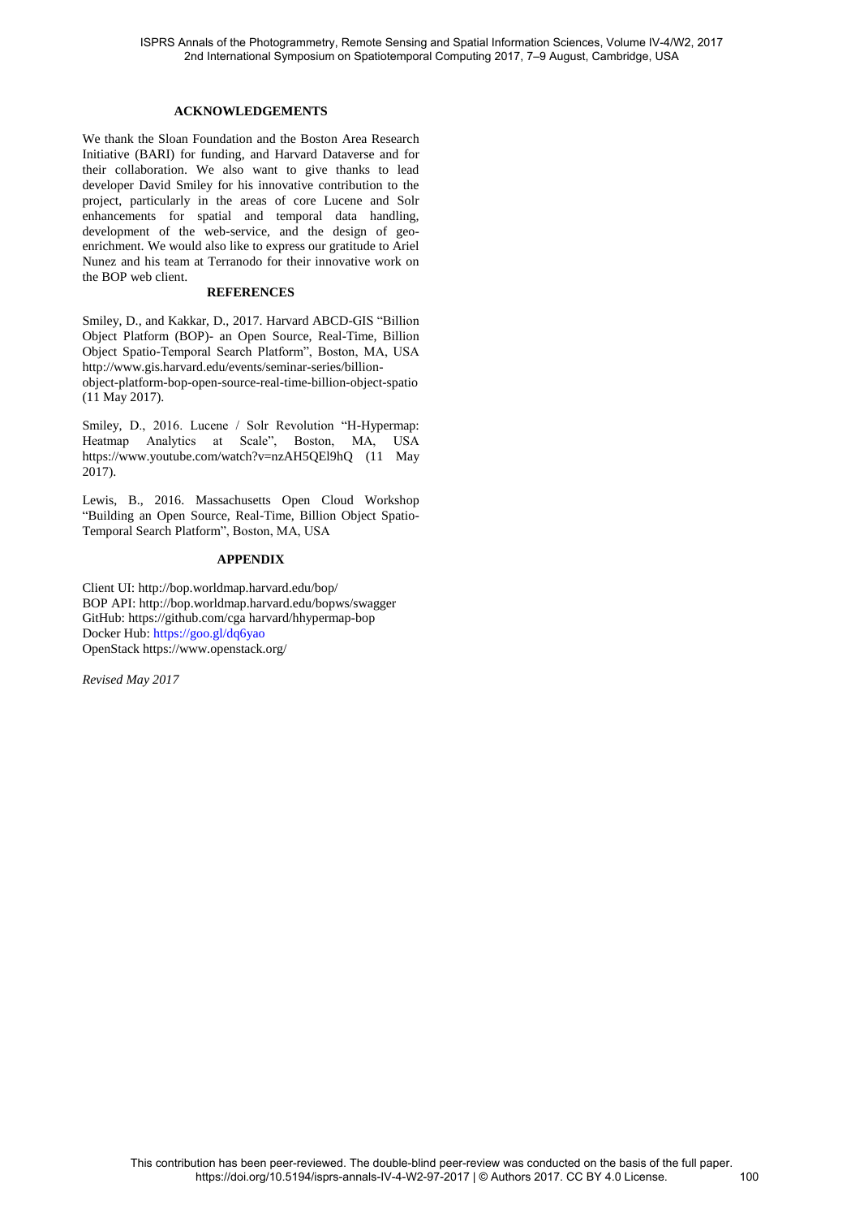## ACKNOWLEDGEMENTS

We thank the Sloan Foundation and the Boston Area Research Initiative (BARI) for funding, and Harvard Dataverse and for their collaboration. We also want to give thanks to lead developer David Smiley for his innovative contribution to the project, particularly in the areas of core Lucene and Solr enhancements for spatial and temporal data handling, development of the web-service, and the design of geo-enrichment. We would also like to express our gratitude to Ariel Nunez and his team at Terranodo for their innovative work on the BOP web client.

## REFERENCES

Smiley, D., and Kakkar, D., 2017. Harvard ABCD-GIS "Billion Object Platform (BOP)- an Open Source, Real-Time, Billion Object Spatio-Temporal Search Platform", Boston, MA, USA http://www.gis.harvard.edu/events/seminar-series/billion-object-platform-bop-open-source-real-time-billion-object-spatio (11 May 2017).

Smiley, D., 2016. Lucene / Solr Revolution "H-Hypermap: Heatmap Analytics at Scale", Boston, MA, USA https://www.youtube.com/watch?v=nzAH5QEl9hQ (11 May 2017).

Lewis, B., 2016. Massachusetts Open Cloud Workshop "Building an Open Source, Real-Time, Billion Object Spatio-Temporal Search Platform", Boston, MA, USA

## APPENDIX

Client UI: http://bop.worldmap.harvard.edu/bop/
BOP API: http://bop.worldmap.harvard.edu/bopws/swagger
GitHub: https://github.com/cga harvard/hhypermap-bop
Docker Hub: https://goo.gl/dq6yao
OpenStack https://www.openstack.org/

*Revised May 2017*